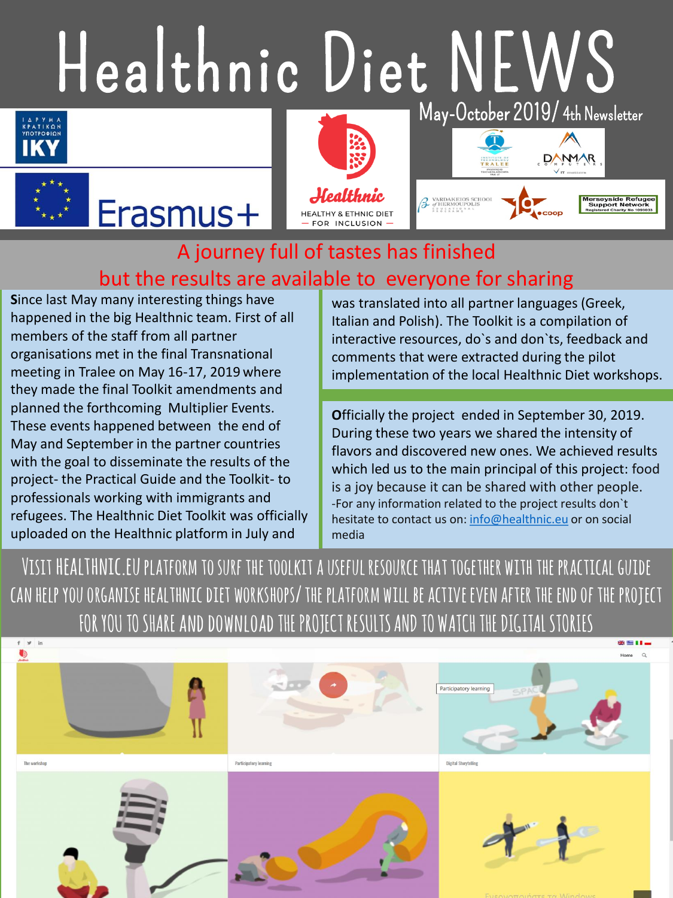# Healthnic Diet NEWS

May-October 2019/ 4th Newsletter

## A journey full of tastes has finished but the results are available to everyone for sharing

**S**ince last May many interesting things have happened in the big Healthnic team. First of all members of the staff from all partner organisations met in the final Transnational meeting in Tralee on May 16-17, 2019 where they made the final Toolkit amendments and planned the forthcoming Multiplier Events. These events happened between the end of May and September in the partner countries with the goal to disseminate the results of the project- the Practical Guide and the Toolkit- to professionals working with immigrants and refugees. The Healthnic Diet Toolkit was officially uploaded on the Healthnic platform in July and was translated into all partner languages (Greek, Italian and Polish). The Toolkit is a compilation of interactive resources, do`s and don`ts, feedback and comments that were extracted during the pilot implementation of the local Healthnic Diet workshops.

**O**fficially the project ended in September 30, 2019. During these two years we shared the intensity of flavors and discovered new ones. We achieved results which led us to the main principal of this project: food is a joy because it can be shared with other people.

-For any information related to the project results don`t hesitate to contact us on: info@healthnic.eu or on social media

VISIT HEALTHNIC.EU PLATFORM TO SURF THE TOOLKIT A USEFUL RESOURCE THAT TOGETHER WITH THE PRACTICAL GUIDE CAN HELP YOU ORGANISE HEALTHNIC DIET WORKSHOPS/ THE PLATFORM WILL BE ACTIVE EVEN AFTER THE END OF THE PROJECT FOR YOU TO SHARE AND DOWNLOAD THE PROJECT RESULTS AND TO WATCH THE DIGITAL STORIES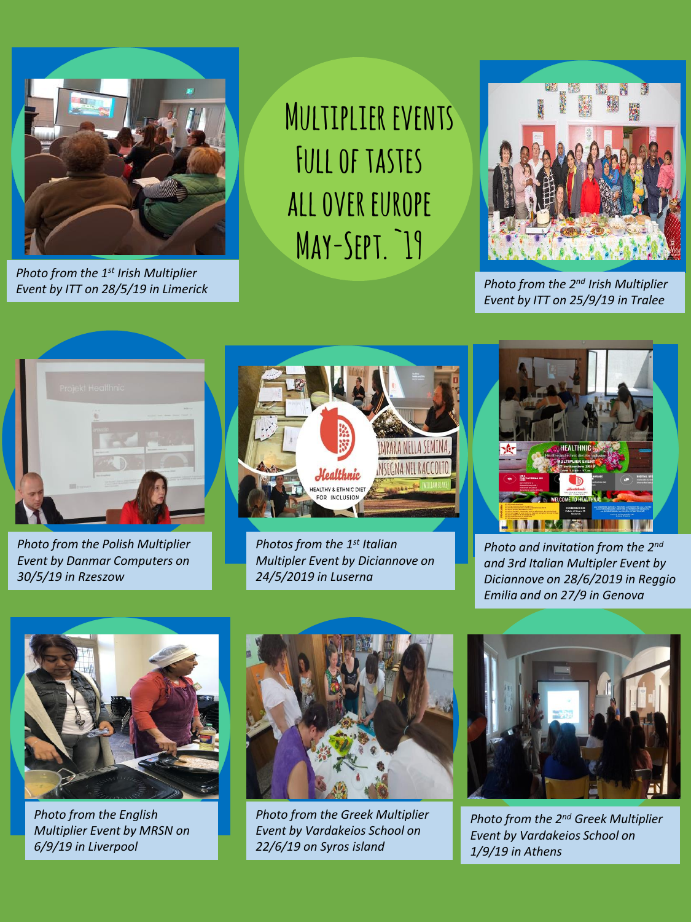# Multiplier events Full of tastes all over europe May-Sept. `19

*Photo from the 1st Irish Multiplier Event by ITT on 28/5/19 in Limerick*

*Photo from the 2nd Irish Multiplier Event by ITT on 25/9/19 in Tralee*

*Photo from the Polish Multiplier Event by Danmar Computers on 30/5/19 in Rzeszow*

*Photos from the 1st Italian Multipler Event by Diciannove on 24/5/2019 in Luserna*

*Photo and invitation from the 2nd and 3rd Italian Multipler Event by Diciannove on 28/6/2019 in Reggio Emilia and on 27/9 in Genova*

*Photo from the English Multiplier Event by MRSN on 6/9/19 in Liverpool*

*Photo from the Greek Multiplier Event by Vardakeios School on 22/6/19 on Syros island*

*Photo from the 2nd Greek Multiplier Event by Vardakeios School on 1/9/19 in Athens*